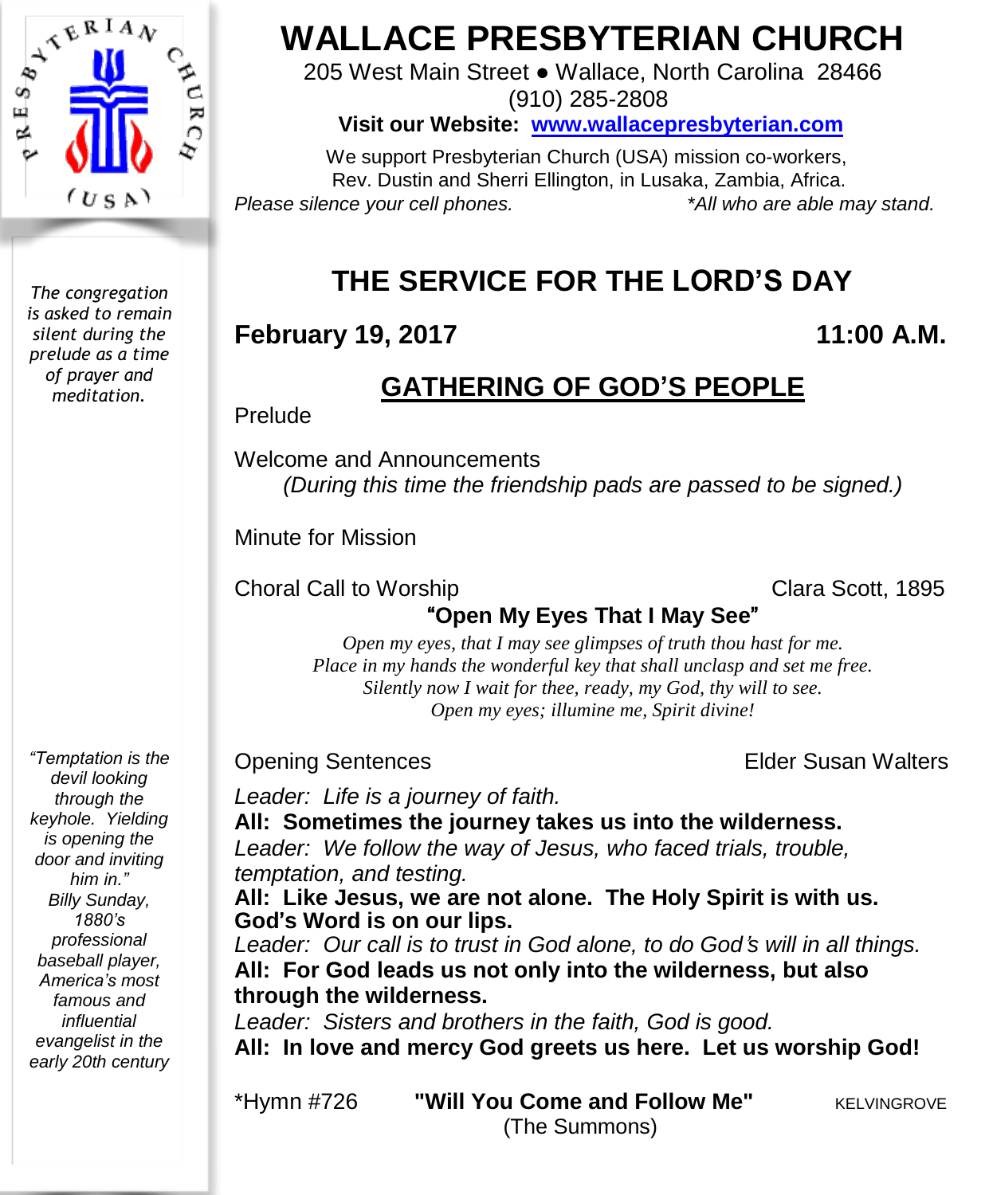# WALLACE PRESBYTERIAN CHURCH

205 West Main Street ● Wallace, North Carolina 28466
(910) 285-2808

**Visit our Website: www.wallacepresbyterian.com**

We support Presbyterian Church (USA) mission co-workers,
Rev. Dustin and Sherri Ellington, in Lusaka, Zambia, Africa.

*Please silence your cell phones.* *\*All who are able may stand.*

*The congregation is asked to remain silent during the prelude as a time of prayer and meditation.*

## THE SERVICE FOR THE LORD'S DAY

**February 19, 2017** **11:00 A.M.**

## GATHERING OF GOD'S PEOPLE

Prelude

Welcome and Announcements
*(During this time the friendship pads are passed to be signed.)*

Minute for Mission

Choral Call to Worship Clara Scott, 1895

**"Open My Eyes That I May See"**

*Open my eyes, that I may see glimpses of truth thou hast for me.*
*Place in my hands the wonderful key that shall unclasp and set me free.*
*Silently now I wait for thee, ready, my God, thy will to see.*
*Open my eyes; illumine me, Spirit divine!*

Opening Sentences Elder Susan Walters

*Leader: Life is a journey of faith.*
**All: Sometimes the journey takes us into the wilderness.**
*Leader: We follow the way of Jesus, who faced trials, trouble, temptation, and testing.*
**All: Like Jesus, we are not alone. The Holy Spirit is with us. God's Word is on our lips.**
*Leader: Our call is to trust in God alone, to do God's will in all things.*
**All: For God leads us not only into the wilderness, but also through the wilderness.**
*Leader: Sisters and brothers in the faith, God is good.*
**All: In love and mercy God greets us here. Let us worship God!**

*"Temptation is the devil looking through the keyhole. Yielding is opening the door and inviting him in."*
*Billy Sunday, 1880's professional baseball player, America's most famous and influential evangelist in the early 20th century*

\*Hymn #726 **"Will You Come and Follow Me"** KELVINGROVE
(The Summons)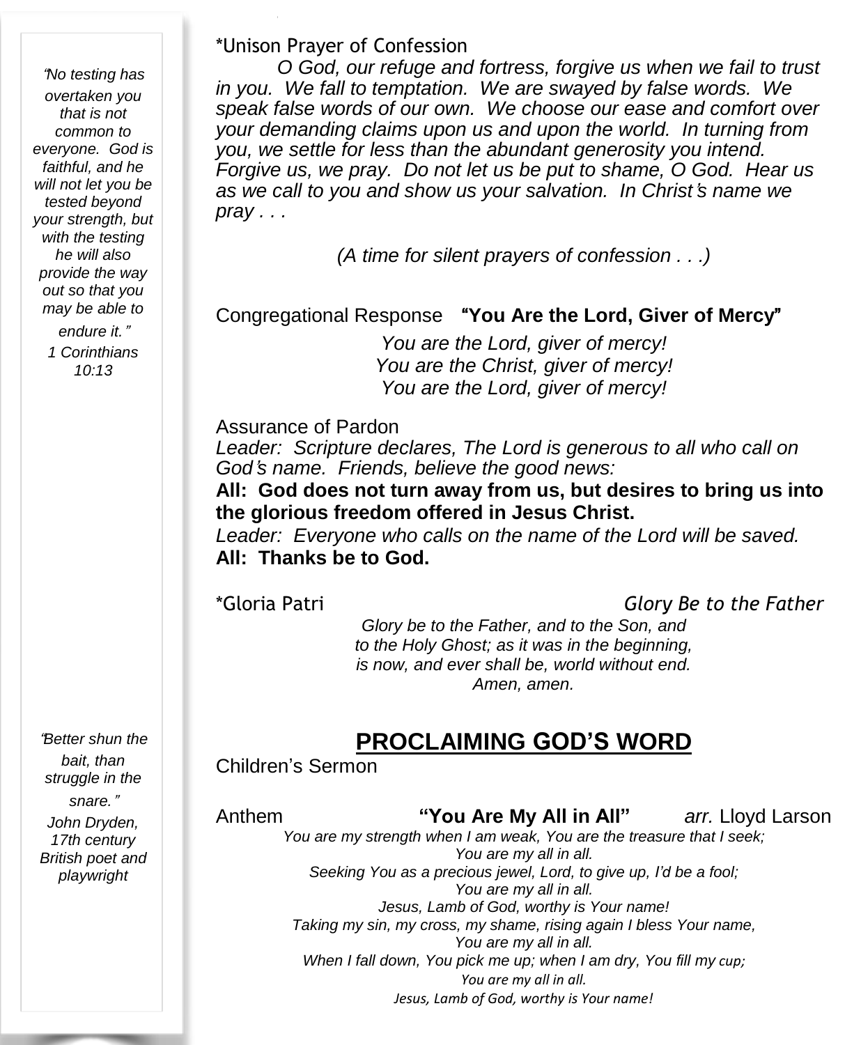*"No testing has overtaken you that is not common to everyone. God is faithful, and he will not let you be tested beyond your strength, but with the testing he will also provide the way out so that you may be able to endure it."*
*1 Corinthians 10:13*

*"Better shun the bait, than struggle in the snare."*
*John Dryden, 17th century British poet and playwright*

*Unison Prayer of Confession

*O God, our refuge and fortress, forgive us when we fail to trust in you. We fall to temptation. We are swayed by false words. We speak false words of our own. We choose our ease and comfort over your demanding claims upon us and upon the world. In turning from you, we settle for less than the abundant generosity you intend. Forgive us, we pray. Do not let us be put to shame, O God. Hear us as we call to you and show us your salvation. In Christ's name we pray . . .*

*(A time for silent prayers of confession . . .)*

Congregational Response **"You Are the Lord, Giver of Mercy"**

*You are the Lord, giver of mercy!*
*You are the Christ, giver of mercy!*
*You are the Lord, giver of mercy!*

Assurance of Pardon

*Leader: Scripture declares, The Lord is generous to all who call on God's name. Friends, believe the good news:*
**All: God does not turn away from us, but desires to bring us into the glorious freedom offered in Jesus Christ.**
*Leader: Everyone who calls on the name of the Lord will be saved.*
**All: Thanks be to God.**

*Gloria Patri *Glory Be to the Father*

*Glory be to the Father, and to the Son, and*
*to the Holy Ghost; as it was in the beginning,*
*is now, and ever shall be, world without end.*
*Amen, amen.*

## PROCLAIMING GOD'S WORD

Children's Sermon

Anthem **"You Are My All in All"** *arr.* Lloyd Larson

*You are my strength when I am weak, You are the treasure that I seek;*
*You are my all in all.*
*Seeking You as a precious jewel, Lord, to give up, I'd be a fool;*
*You are my all in all.*
*Jesus, Lamb of God, worthy is Your name!*
*Taking my sin, my cross, my shame, rising again I bless Your name,*
*You are my all in all.*
*When I fall down, You pick me up; when I am dry, You fill my cup;*
*You are my all in all.*
*Jesus, Lamb of God, worthy is Your name!*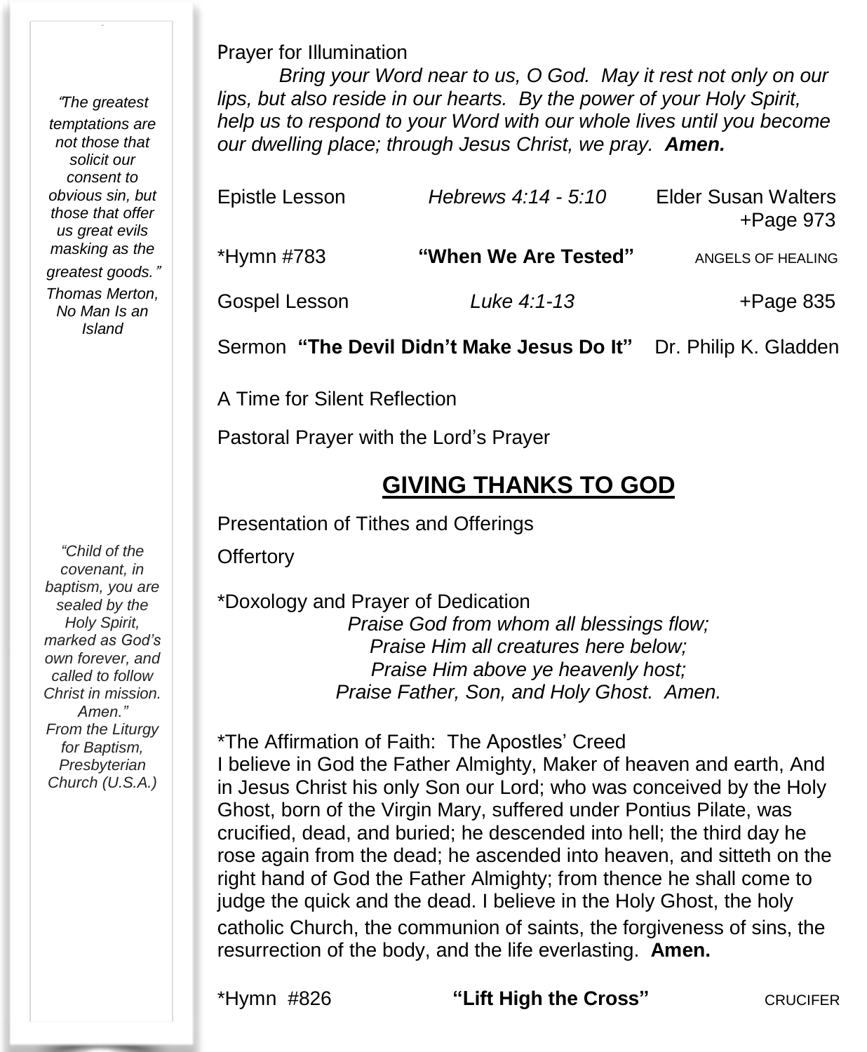*"The greatest temptations are not those that solicit our consent to obvious sin, but those that offer us great evils masking as the greatest goods."*
*Thomas Merton, No Man Is an Island*

*"Child of the covenant, in baptism, you are sealed by the Holy Spirit, marked as God's own forever, and called to follow Christ in mission. Amen."*
*From the Liturgy for Baptism, Presbyterian Church (U.S.A.)*

Prayer for Illumination

*Bring your Word near to us, O God. May it rest not only on our lips, but also reside in our hearts. By the power of your Holy Spirit, help us to respond to your Word with our whole lives until you become our dwelling place; through Jesus Christ, we pray.* ***Amen.***

Epistle Lesson *Hebrews 4:14 - 5:10* Elder Susan Walters +Page 973

*Hymn #783 **"When We Are Tested"** ANGELS OF HEALING

Gospel Lesson *Luke 4:1-13* +Page 835

Sermon **"The Devil Didn't Make Jesus Do It"** Dr. Philip K. Gladden

A Time for Silent Reflection

Pastoral Prayer with the Lord's Prayer

## GIVING THANKS TO GOD

Presentation of Tithes and Offerings

Offertory

*Doxology and Prayer of Dedication

*Praise God from whom all blessings flow;*
*Praise Him all creatures here below;*
*Praise Him above ye heavenly host;*
*Praise Father, Son, and Holy Ghost. Amen.*

*The Affirmation of Faith: The Apostles' Creed

I believe in God the Father Almighty, Maker of heaven and earth, And in Jesus Christ his only Son our Lord; who was conceived by the Holy Ghost, born of the Virgin Mary, suffered under Pontius Pilate, was crucified, dead, and buried; he descended into hell; the third day he rose again from the dead; he ascended into heaven, and sitteth on the right hand of God the Father Almighty; from thence he shall come to judge the quick and the dead. I believe in the Holy Ghost, the holy catholic Church, the communion of saints, the forgiveness of sins, the resurrection of the body, and the life everlasting. **Amen.**

*Hymn #826 **"Lift High the Cross"** CRUCIFER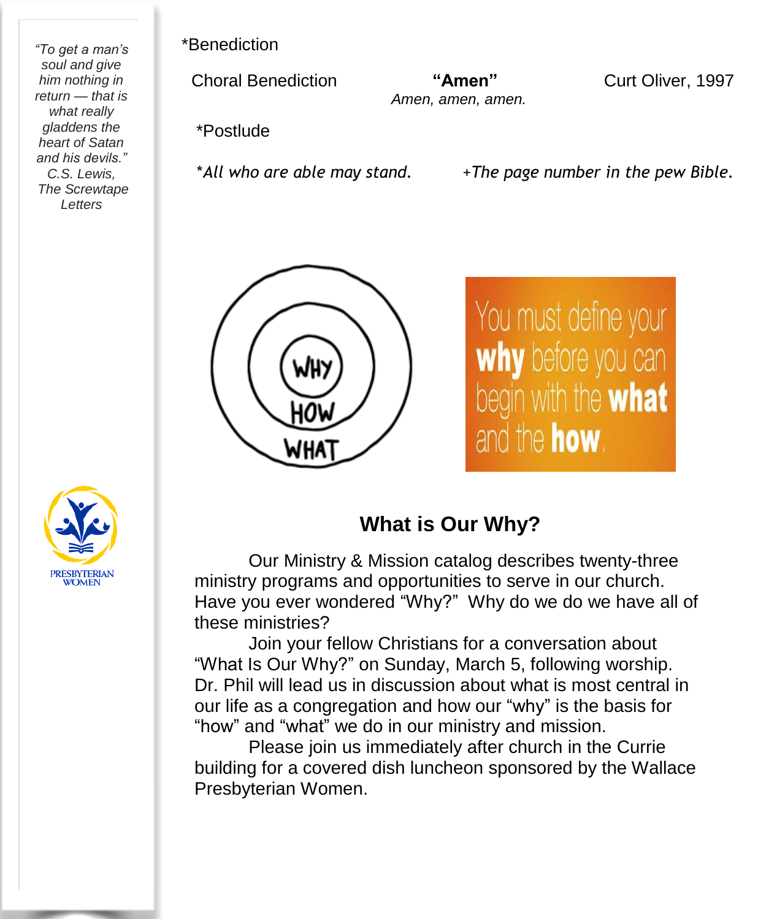*"To get a man's soul and give him nothing in return — that is what really gladdens the heart of Satan and his devils."*
*C.S. Lewis, The Screwtape Letters*

*Benediction

Choral Benediction — **"Amen"** — Curt Oliver, 1997
*Amen, amen, amen.*

*Postlude

**All who are able may stand.*　　　*+The page number in the pew Bible.*

WHY
HOW
WHAT

You must define your **why** before you can begin with the **what** and the **how**.

PRESBYTERIAN WOMEN

## What is Our Why?

Our Ministry & Mission catalog describes twenty-three ministry programs and opportunities to serve in our church. Have you ever wondered "Why?" Why do we do we have all of these ministries?

Join your fellow Christians for a conversation about "What Is Our Why?" on Sunday, March 5, following worship. Dr. Phil will lead us in discussion about what is most central in our life as a congregation and how our "why" is the basis for "how" and "what" we do in our ministry and mission.

Please join us immediately after church in the Currie building for a covered dish luncheon sponsored by the Wallace Presbyterian Women.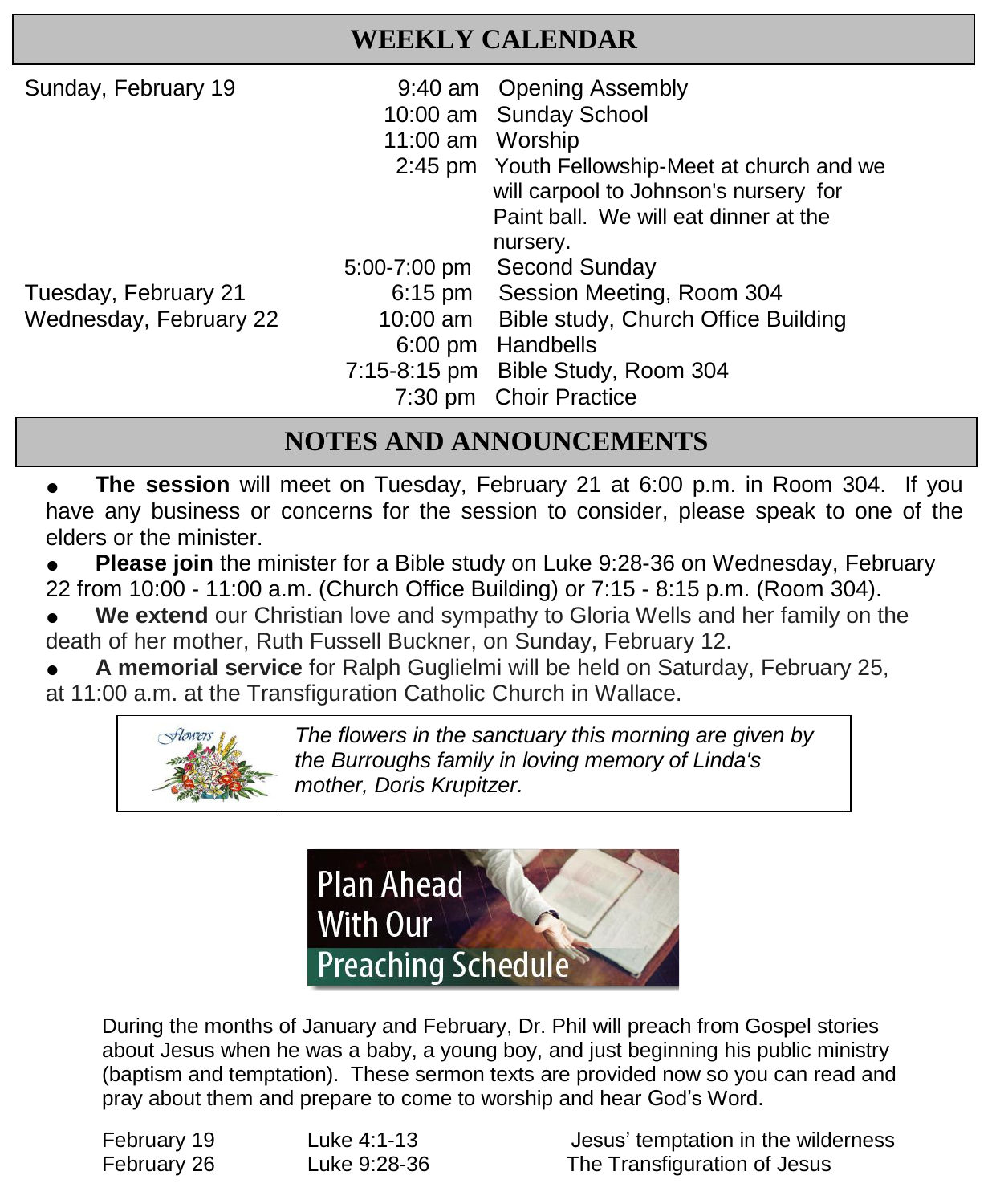## WEEKLY CALENDAR

| | | |
|---|---|---|
| Sunday, February 19 | 9:40 am | Opening Assembly |
| | 10:00 am | Sunday School |
| | 11:00 am | Worship |
| | 2:45 pm | Youth Fellowship-Meet at church and we will carpool to Johnson's nursery for Paint ball. We will eat dinner at the nursery. |
| | 5:00-7:00 pm | Second Sunday |
| Tuesday, February 21 | 6:15 pm | Session Meeting, Room 304 |
| Wednesday, February 22 | 10:00 am | Bible study, Church Office Building |
| | 6:00 pm | Handbells |
| | 7:15-8:15 pm | Bible Study, Room 304 |
| | 7:30 pm | Choir Practice |

## NOTES AND ANNOUNCEMENTS

- **The session** will meet on Tuesday, February 21 at 6:00 p.m. in Room 304. If you have any business or concerns for the session to consider, please speak to one of the elders or the minister.
- **Please join** the minister for a Bible study on Luke 9:28-36 on Wednesday, February 22 from 10:00 - 11:00 a.m. (Church Office Building) or 7:15 - 8:15 p.m. (Room 304).
- **We extend** our Christian love and sympathy to Gloria Wells and her family on the death of her mother, Ruth Fussell Buckner, on Sunday, February 12.
- **A memorial service** for Ralph Guglielmi will be held on Saturday, February 25, at 11:00 a.m. at the Transfiguration Catholic Church in Wallace.

*The flowers in the sanctuary this morning are given by the Burroughs family in loving memory of Linda's mother, Doris Krupitzer.*

**Plan Ahead With Our Preaching Schedule**

During the months of January and February, Dr. Phil will preach from Gospel stories about Jesus when he was a baby, a young boy, and just beginning his public ministry (baptism and temptation). These sermon texts are provided now so you can read and pray about them and prepare to come to worship and hear God's Word.

| | | |
|---|---|---|
| February 19 | Luke 4:1-13 | Jesus' temptation in the wilderness |
| February 26 | Luke 9:28-36 | The Transfiguration of Jesus |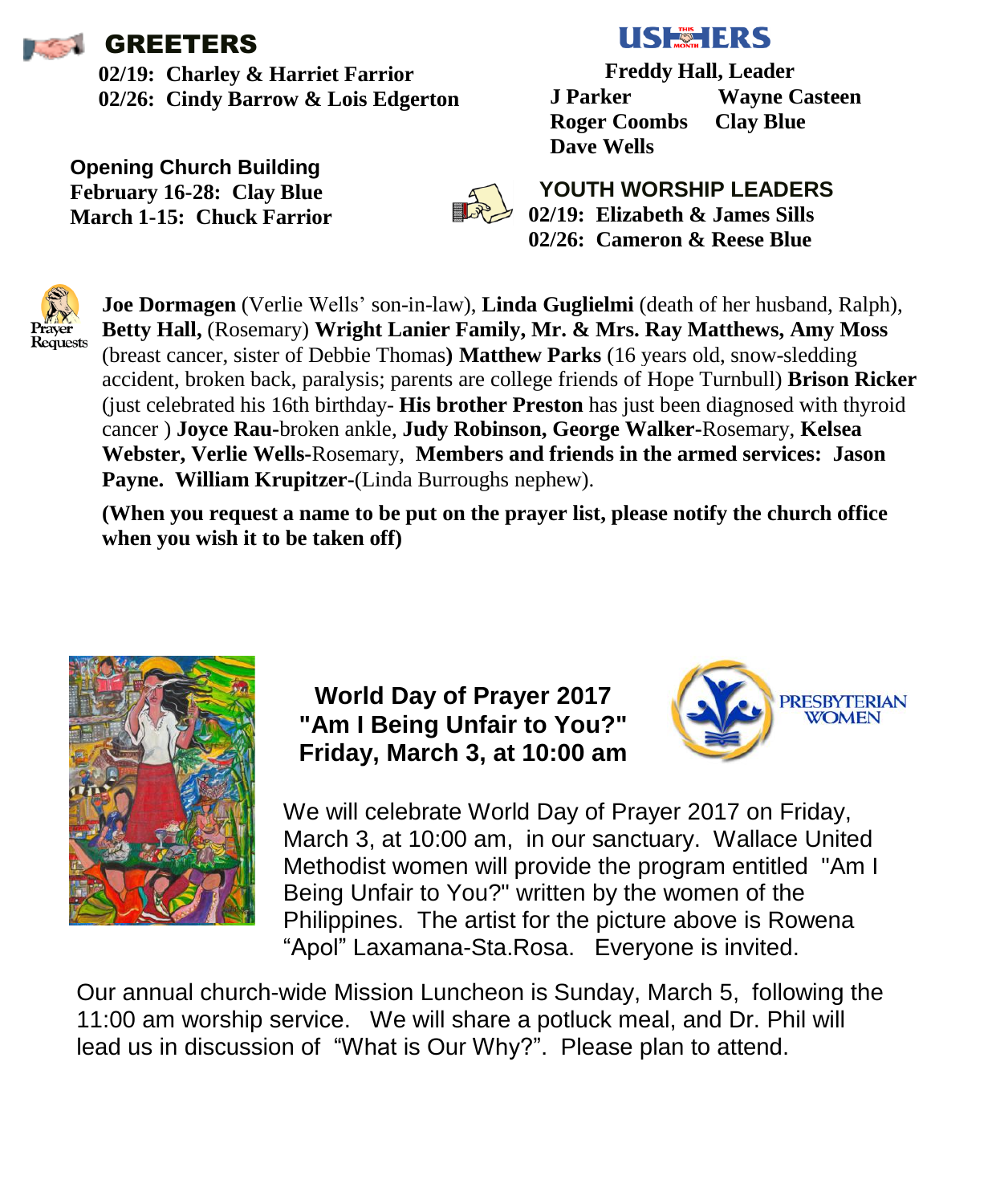## GREETERS

**02/19: Charley & Harriet Farrior**
**02/26: Cindy Barrow & Lois Edgerton**

## USHERS

**Freddy Hall, Leader**
**J Parker** **Wayne Casteen**
**Roger Coombs** **Clay Blue**
**Dave Wells**

**Opening Church Building**
**February 16-28: Clay Blue**
**March 1-15: Chuck Farrior**

## YOUTH WORSHIP LEADERS

**02/19: Elizabeth & James Sills**
**02/26: Cameron & Reese Blue**

Prayer Requests

**Joe Dormagen** (Verlie Wells' son-in-law), **Linda Guglielmi** (death of her husband, Ralph), **Betty Hall,** (Rosemary) **Wright Lanier Family, Mr. & Mrs. Ray Matthews, Amy Moss** (breast cancer, sister of Debbie Thomas**) Matthew Parks** (16 years old, snow-sledding accident, broken back, paralysis; parents are college friends of Hope Turnbull) **Brison Ricker** (just celebrated his 16th birthday- **His brother Preston** has just been diagnosed with thyroid cancer ) **Joyce Rau**-broken ankle, **Judy Robinson, George Walker**-Rosemary, **Kelsea Webster, Verlie Wells-**Rosemary, **Members and friends in the armed services: Jason Payne. William Krupitzer**-(Linda Burroughs nephew).

**(When you request a name to be put on the prayer list, please notify the church office when you wish it to be taken off)**

## World Day of Prayer 2017 "Am I Being Unfair to You?" Friday, March 3, at 10:00 am

PRESBYTERIAN WOMEN

We will celebrate World Day of Prayer 2017 on Friday, March 3, at 10:00 am, in our sanctuary. Wallace United Methodist women will provide the program entitled "Am I Being Unfair to You?" written by the women of the Philippines. The artist for the picture above is Rowena "Apol" Laxamana-Sta.Rosa. Everyone is invited.

Our annual church-wide Mission Luncheon is Sunday, March 5, following the 11:00 am worship service. We will share a potluck meal, and Dr. Phil will lead us in discussion of "What is Our Why?". Please plan to attend.